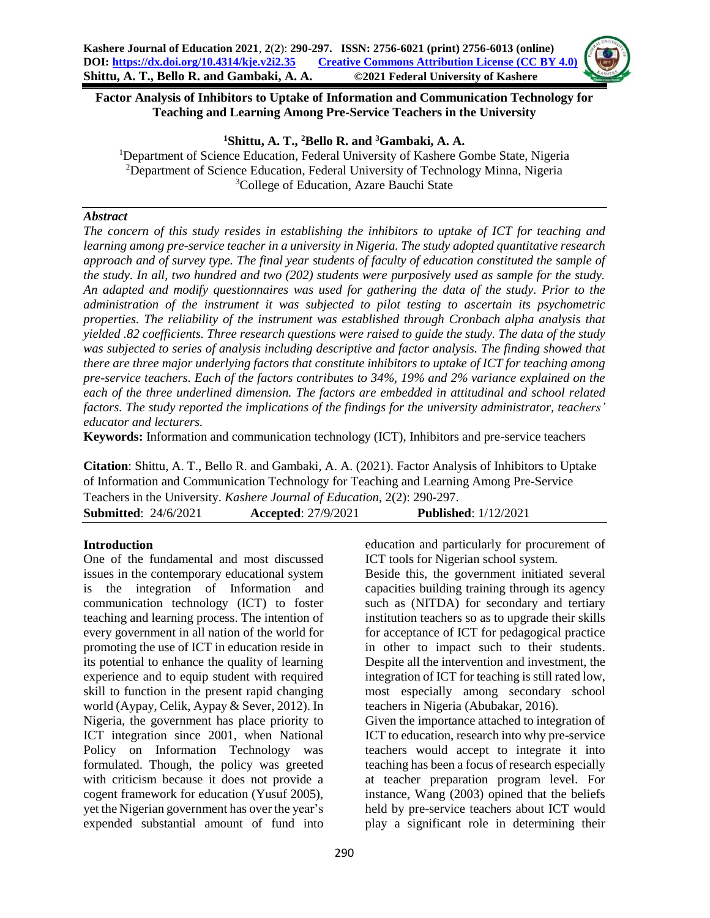# Factor Analysis of Inhibitors to Uptake of Information and Communication Technology for Teaching and Learning Among Pre-Service Teachers in the University

**[1]Shittu, A. T., [2]Bello R. and [3]Gambaki, A. A.**

[1]Department of Science Education, Federal University of Kashere Gombe State, Nigeria
[2]Department of Science Education, Federal University of Technology Minna, Nigeria
[3]College of Education, Azare Bauchi State

***Abstract***

*The concern of this study resides in establishing the inhibitors to uptake of ICT for teaching and learning among pre-service teacher in a university in Nigeria. The study adopted quantitative research approach and of survey type. The final year students of faculty of education constituted the sample of the study. In all, two hundred and two (202) students were purposively used as sample for the study. An adapted and modify questionnaires was used for gathering the data of the study. Prior to the administration of the instrument it was subjected to pilot testing to ascertain its psychometric properties. The reliability of the instrument was established through Cronbach alpha analysis that yielded .82 coefficients. Three research questions were raised to guide the study. The data of the study was subjected to series of analysis including descriptive and factor analysis. The finding showed that there are three major underlying factors that constitute inhibitors to uptake of ICT for teaching among pre-service teachers. Each of the factors contributes to 34%, 19% and 2% variance explained on the each of the three underlined dimension. The factors are embedded in attitudinal and school related factors. The study reported the implications of the findings for the university administrator, teachers' educator and lecturers.*

**Keywords:** Information and communication technology (ICT), Inhibitors and pre-service teachers

**Citation**: Shittu, A. T., Bello R. and Gambaki, A. A. (2021). Factor Analysis of Inhibitors to Uptake of Information and Communication Technology for Teaching and Learning Among Pre-Service Teachers in the University. *Kashere Journal of Education*, 2(2): 290-297.

**Submitted**: 24/6/2021 **Accepted**: 27/9/2021 **Published**: 1/12/2021

## Introduction

One of the fundamental and most discussed issues in the contemporary educational system is the integration of Information and communication technology (ICT) to foster teaching and learning process. The intention of every government in all nation of the world for promoting the use of ICT in education reside in its potential to enhance the quality of learning experience and to equip student with required skill to function in the present rapid changing world (Aypay, Celik, Aypay & Sever, 2012). In Nigeria, the government has place priority to ICT integration since 2001, when National Policy on Information Technology was formulated. Though, the policy was greeted with criticism because it does not provide a cogent framework for education (Yusuf 2005), yet the Nigerian government has over the year's expended substantial amount of fund into education and particularly for procurement of ICT tools for Nigerian school system.

Beside this, the government initiated several capacities building training through its agency such as (NITDA) for secondary and tertiary institution teachers so as to upgrade their skills for acceptance of ICT for pedagogical practice in other to impact such to their students. Despite all the intervention and investment, the integration of ICT for teaching is still rated low, most especially among secondary school teachers in Nigeria (Abubakar, 2016).

Given the importance attached to integration of ICT to education, research into why pre-service teachers would accept to integrate it into teaching has been a focus of research especially at teacher preparation program level. For instance, Wang (2003) opined that the beliefs held by pre-service teachers about ICT would play a significant role in determining their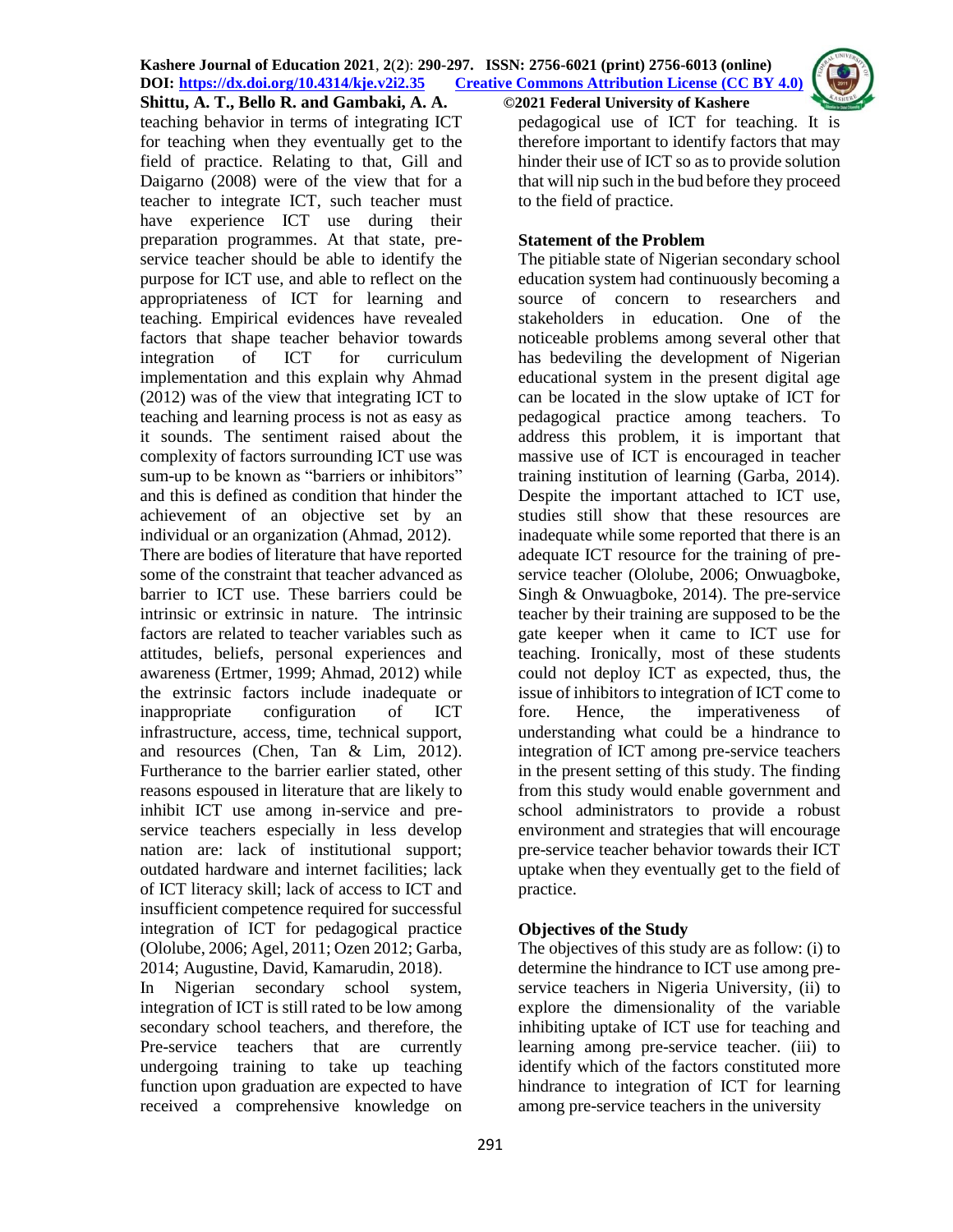teaching behavior in terms of integrating ICT for teaching when they eventually get to the field of practice. Relating to that, Gill and Daigarno (2008) were of the view that for a teacher to integrate ICT, such teacher must have experience ICT use during their preparation programmes. At that state, pre-service teacher should be able to identify the purpose for ICT use, and able to reflect on the appropriateness of ICT for learning and teaching. Empirical evidences have revealed factors that shape teacher behavior towards integration of ICT for curriculum implementation and this explain why Ahmad (2012) was of the view that integrating ICT to teaching and learning process is not as easy as it sounds. The sentiment raised about the complexity of factors surrounding ICT use was sum-up to be known as "barriers or inhibitors" and this is defined as condition that hinder the achievement of an objective set by an individual or an organization (Ahmad, 2012).

There are bodies of literature that have reported some of the constraint that teacher advanced as barrier to ICT use. These barriers could be intrinsic or extrinsic in nature. The intrinsic factors are related to teacher variables such as attitudes, beliefs, personal experiences and awareness (Ertmer, 1999; Ahmad, 2012) while the extrinsic factors include inadequate or inappropriate configuration of ICT infrastructure, access, time, technical support, and resources (Chen, Tan & Lim, 2012). Furtherance to the barrier earlier stated, other reasons espoused in literature that are likely to inhibit ICT use among in-service and pre-service teachers especially in less develop nation are: lack of institutional support; outdated hardware and internet facilities; lack of ICT literacy skill; lack of access to ICT and insufficient competence required for successful integration of ICT for pedagogical practice (Ololube, 2006; Agel, 2011; Ozen 2012; Garba, 2014; Augustine, David, Kamarudin, 2018).

In Nigerian secondary school system, integration of ICT is still rated to be low among secondary school teachers, and therefore, the Pre-service teachers that are currently undergoing training to take up teaching function upon graduation are expected to have received a comprehensive knowledge on pedagogical use of ICT for teaching. It is therefore important to identify factors that may hinder their use of ICT so as to provide solution that will nip such in the bud before they proceed to the field of practice.

## Statement of the Problem

The pitiable state of Nigerian secondary school education system had continuously becoming a source of concern to researchers and stakeholders in education. One of the noticeable problems among several other that has bedeviling the development of Nigerian educational system in the present digital age can be located in the slow uptake of ICT for pedagogical practice among teachers. To address this problem, it is important that massive use of ICT is encouraged in teacher training institution of learning (Garba, 2014). Despite the important attached to ICT use, studies still show that these resources are inadequate while some reported that there is an adequate ICT resource for the training of pre-service teacher (Ololube, 2006; Onwuagboke, Singh & Onwuagboke, 2014). The pre-service teacher by their training are supposed to be the gate keeper when it came to ICT use for teaching. Ironically, most of these students could not deploy ICT as expected, thus, the issue of inhibitors to integration of ICT come to fore. Hence, the imperativeness of understanding what could be a hindrance to integration of ICT among pre-service teachers in the present setting of this study. The finding from this study would enable government and school administrators to provide a robust environment and strategies that will encourage pre-service teacher behavior towards their ICT uptake when they eventually get to the field of practice.

## Objectives of the Study

The objectives of this study are as follow: (i) to determine the hindrance to ICT use among pre-service teachers in Nigeria University, (ii) to explore the dimensionality of the variable inhibiting uptake of ICT use for teaching and learning among pre-service teacher. (iii) to identify which of the factors constituted more hindrance to integration of ICT for learning among pre-service teachers in the university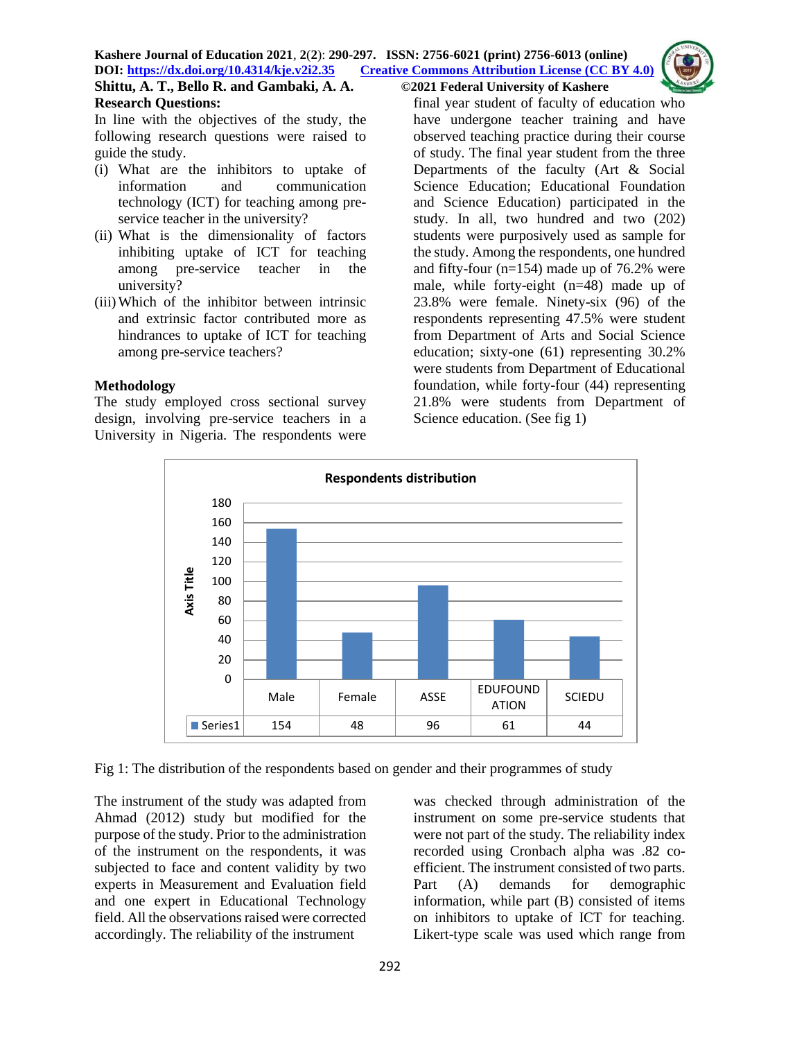### Research Questions:

In line with the objectives of the study, the following research questions were raised to guide the study.

(i) What are the inhibitors to uptake of information and communication technology (ICT) for teaching among pre-service teacher in the university?

(ii) What is the dimensionality of factors inhibiting uptake of ICT for teaching among pre-service teacher in the university?

(iii) Which of the inhibitor between intrinsic and extrinsic factor contributed more as hindrances to uptake of ICT for teaching among pre-service teachers?

### Methodology

The study employed cross sectional survey design, involving pre-service teachers in a University in Nigeria. The respondents were final year student of faculty of education who have undergone teacher training and have observed teaching practice during their course of study. The final year student from the three Departments of the faculty (Art & Social Science Education; Educational Foundation and Science Education) participated in the study. In all, two hundred and two (202) students were purposively used as sample for the study. Among the respondents, one hundred and fifty-four (n=154) made up of 76.2% were male, while forty-eight (n=48) made up of 23.8% were female. Ninety-six (96) of the respondents representing 47.5% were student from Department of Arts and Social Science education; sixty-one (61) representing 30.2% were students from Department of Educational foundation, while forty-four (44) representing 21.8% were students from Department of Science education. (See fig 1)

**Respondents distribution**

| | Male | Female | ASSE | EDUFOUNDATION | SCIEDU |
|---|---|---|---|---|---|
| Series1 | 154 | 48 | 96 | 61 | 44 |

Fig 1: The distribution of the respondents based on gender and their programmes of study

The instrument of the study was adapted from Ahmad (2012) study but modified for the purpose of the study. Prior to the administration of the instrument on the respondents, it was subjected to face and content validity by two experts in Measurement and Evaluation field and one expert in Educational Technology field. All the observations raised were corrected accordingly. The reliability of the instrument was checked through administration of the instrument on some pre-service students that were not part of the study. The reliability index recorded using Cronbach alpha was .82 co-efficient. The instrument consisted of two parts. Part (A) demands for demographic information, while part (B) consisted of items on inhibitors to uptake of ICT for teaching. Likert-type scale was used which range from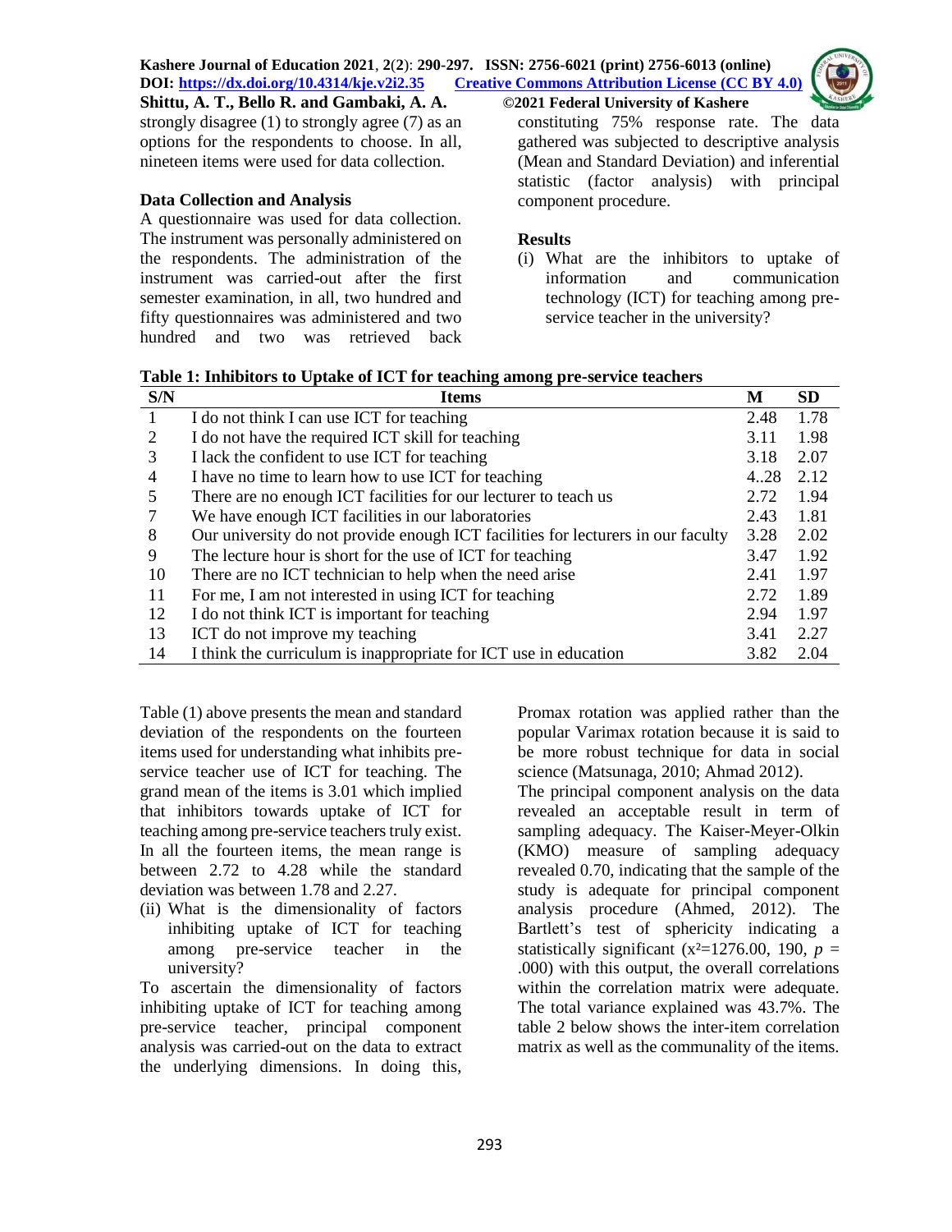strongly disagree (1) to strongly agree (7) as an options for the respondents to choose. In all, nineteen items were used for data collection.

## Data Collection and Analysis

A questionnaire was used for data collection. The instrument was personally administered on the respondents. The administration of the instrument was carried-out after the first semester examination, in all, two hundred and fifty questionnaires was administered and two hundred and two was retrieved back constituting 75% response rate. The data gathered was subjected to descriptive analysis (Mean and Standard Deviation) and inferential statistic (factor analysis) with principal component procedure.

## Results

(i) What are the inhibitors to uptake of information and communication technology (ICT) for teaching among pre-service teacher in the university?

**Table 1: Inhibitors to Uptake of ICT for teaching among pre-service teachers**

| S/N | Items | M | SD |
|---|---|---|---|
| 1 | I do not think I can use ICT for teaching | 2.48 | 1.78 |
| 2 | I do not have the required ICT skill for teaching | 3.11 | 1.98 |
| 3 | I lack the confident to use ICT for teaching | 3.18 | 2.07 |
| 4 | I have no time to learn how to use ICT for teaching | 4..28 | 2.12 |
| 5 | There are no enough ICT facilities for our lecturer to teach us | 2.72 | 1.94 |
| 7 | We have enough ICT facilities in our laboratories | 2.43 | 1.81 |
| 8 | Our university do not provide enough ICT facilities for lecturers in our faculty | 3.28 | 2.02 |
| 9 | The lecture hour is short for the use of ICT for teaching | 3.47 | 1.92 |
| 10 | There are no ICT technician to help when the need arise | 2.41 | 1.97 |
| 11 | For me, I am not interested in using ICT for teaching | 2.72 | 1.89 |
| 12 | I do not think ICT is important for teaching | 2.94 | 1.97 |
| 13 | ICT do not improve my teaching | 3.41 | 2.27 |
| 14 | I think the curriculum is inappropriate for ICT use in education | 3.82 | 2.04 |

Table (1) above presents the mean and standard deviation of the respondents on the fourteen items used for understanding what inhibits pre-service teacher use of ICT for teaching. The grand mean of the items is 3.01 which implied that inhibitors towards uptake of ICT for teaching among pre-service teachers truly exist. In all the fourteen items, the mean range is between 2.72 to 4.28 while the standard deviation was between 1.78 and 2.27.

(ii) What is the dimensionality of factors inhibiting uptake of ICT for teaching among pre-service teacher in the university?

To ascertain the dimensionality of factors inhibiting uptake of ICT for teaching among pre-service teacher, principal component analysis was carried-out on the data to extract the underlying dimensions. In doing this, Promax rotation was applied rather than the popular Varimax rotation because it is said to be more robust technique for data in social science (Matsunaga, 2010; Ahmad 2012).

The principal component analysis on the data revealed an acceptable result in term of sampling adequacy. The Kaiser-Meyer-Olkin (KMO) measure of sampling adequacy revealed 0.70, indicating that the sample of the study is adequate for principal component analysis procedure (Ahmed, 2012). The Bartlett's test of sphericity indicating a statistically significant ($x^2$=1276.00, 190, $p$ = .000) with this output, the overall correlations within the correlation matrix were adequate. The total variance explained was 43.7%. The table 2 below shows the inter-item correlation matrix as well as the communality of the items.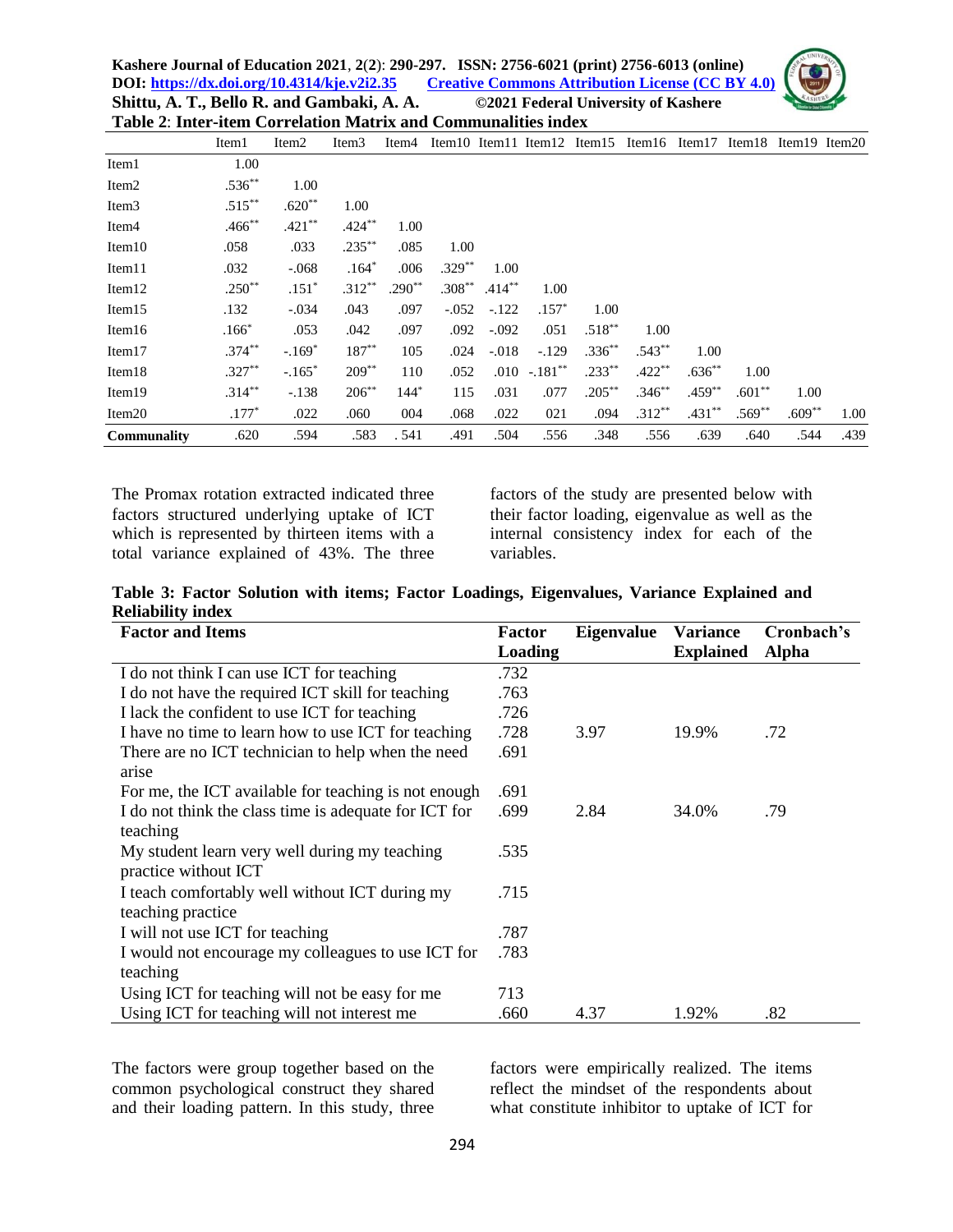**Table 2**: **Inter-item Correlation Matrix and Communalities index**

| | Item1 | Item2 | Item3 | Item4 | Item10 | Item11 | Item12 | Item15 | Item16 | Item17 | Item18 | Item19 | Item20 |
|---|---|---|---|---|---|---|---|---|---|---|---|---|---|
| Item1 | 1.00 | | | | | | | | | | | | |
| Item2 | .536** | 1.00 | | | | | | | | | | | |
| Item3 | .515** | .620** | 1.00 | | | | | | | | | | |
| Item4 | .466** | .421** | .424** | 1.00 | | | | | | | | | |
| Item10 | .058 | .033 | .235** | .085 | 1.00 | | | | | | | | |
| Item11 | .032 | -.068 | .164* | .006 | .329** | 1.00 | | | | | | | |
| Item12 | .250** | .151* | .312** | .290** | .308** | .414** | 1.00 | | | | | | |
| Item15 | .132 | -.034 | .043 | .097 | -.052 | -.122 | .157* | 1.00 | | | | | |
| Item16 | .166* | .053 | .042 | .097 | .092 | -.092 | .051 | .518** | 1.00 | | | | |
| Item17 | .374** | -.169* | 187** | 105 | .024 | -.018 | -.129 | .336** | .543** | 1.00 | | | |
| Item18 | .327** | -.165* | 209** | 110 | .052 | .010 | -.181** | .233** | .422** | .636** | 1.00 | | |
| Item19 | .314** | -.138 | 206** | 144* | 115 | .031 | .077 | .205** | .346** | .459** | .601** | 1.00 | |
| Item20 | .177* | .022 | .060 | 004 | .068 | .022 | 021 | .094 | .312** | .431** | .569** | .609** | 1.00 |
| **Communality** | .620 | .594 | .583 | . 541 | .491 | .504 | .556 | .348 | .556 | .639 | .640 | .544 | .439 |

The Promax rotation extracted indicated three factors structured underlying uptake of ICT which is represented by thirteen items with a total variance explained of 43%. The three factors of the study are presented below with their factor loading, eigenvalue as well as the internal consistency index for each of the variables.

**Table 3: Factor Solution with items; Factor Loadings, Eigenvalues, Variance Explained and Reliability index**

| Factor and Items | Factor Loading | Eigenvalue | Variance Explained | Cronbach's Alpha |
|---|---|---|---|---|
| I do not think I can use ICT for teaching | .732 | | | |
| I do not have the required ICT skill for teaching | .763 | | | |
| I lack the confident to use ICT for teaching | .726 | | | |
| I have no time to learn how to use ICT for teaching | .728 | 3.97 | 19.9% | .72 |
| There are no ICT technician to help when the need arise | .691 | | | |
| For me, the ICT available for teaching is not enough | .691 | | | |
| I do not think the class time is adequate for ICT for teaching | .699 | 2.84 | 34.0% | .79 |
| My student learn very well during my teaching practice without ICT | .535 | | | |
| I teach comfortably well without ICT during my teaching practice | .715 | | | |
| I will not use ICT for teaching | .787 | | | |
| I would not encourage my colleagues to use ICT for teaching | .783 | | | |
| Using ICT for teaching will not be easy for me | 713 | | | |
| Using ICT for teaching will not interest me | .660 | 4.37 | 1.92% | .82 |

The factors were group together based on the common psychological construct they shared and their loading pattern. In this study, three factors were empirically realized. The items reflect the mindset of the respondents about what constitute inhibitor to uptake of ICT for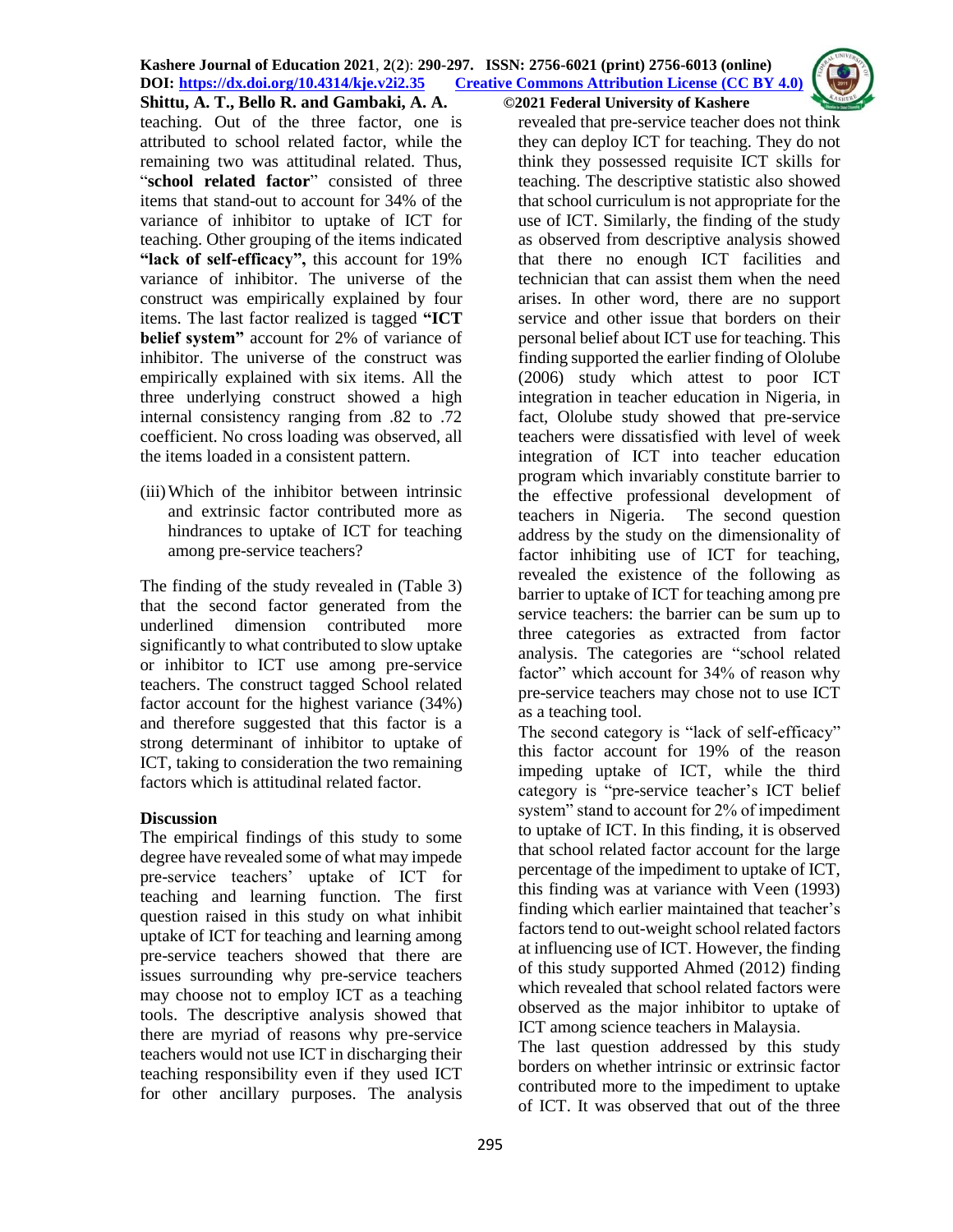teaching. Out of the three factor, one is attributed to school related factor, while the remaining two was attitudinal related. Thus, "**school related factor**" consisted of three items that stand-out to account for 34% of the variance of inhibitor to uptake of ICT for teaching. Other grouping of the items indicated **"lack of self-efficacy",** this account for 19% variance of inhibitor. The universe of the construct was empirically explained by four items. The last factor realized is tagged **"ICT belief system"** account for 2% of variance of inhibitor. The universe of the construct was empirically explained with six items. All the three underlying construct showed a high internal consistency ranging from .82 to .72 coefficient. No cross loading was observed, all the items loaded in a consistent pattern.

(iii) Which of the inhibitor between intrinsic and extrinsic factor contributed more as hindrances to uptake of ICT for teaching among pre-service teachers?

The finding of the study revealed in (Table 3) that the second factor generated from the underlined dimension contributed more significantly to what contributed to slow uptake or inhibitor to ICT use among pre-service teachers. The construct tagged School related factor account for the highest variance (34%) and therefore suggested that this factor is a strong determinant of inhibitor to uptake of ICT, taking to consideration the two remaining factors which is attitudinal related factor.

## Discussion

The empirical findings of this study to some degree have revealed some of what may impede pre-service teachers' uptake of ICT for teaching and learning function. The first question raised in this study on what inhibit uptake of ICT for teaching and learning among pre-service teachers showed that there are issues surrounding why pre-service teachers may choose not to employ ICT as a teaching tools. The descriptive analysis showed that there are myriad of reasons why pre-service teachers would not use ICT in discharging their teaching responsibility even if they used ICT for other ancillary purposes. The analysis revealed that pre-service teacher does not think they can deploy ICT for teaching. They do not think they possessed requisite ICT skills for teaching. The descriptive statistic also showed that school curriculum is not appropriate for the use of ICT. Similarly, the finding of the study as observed from descriptive analysis showed that there no enough ICT facilities and technician that can assist them when the need arises. In other word, there are no support service and other issue that borders on their personal belief about ICT use for teaching. This finding supported the earlier finding of Ololube (2006) study which attest to poor ICT integration in teacher education in Nigeria, in fact, Ololube study showed that pre-service teachers were dissatisfied with level of week integration of ICT into teacher education program which invariably constitute barrier to the effective professional development of teachers in Nigeria. The second question address by the study on the dimensionality of factor inhibiting use of ICT for teaching, revealed the existence of the following as barrier to uptake of ICT for teaching among pre service teachers: the barrier can be sum up to three categories as extracted from factor analysis. The categories are "school related factor" which account for 34% of reason why pre-service teachers may chose not to use ICT as a teaching tool.

The second category is "lack of self-efficacy" this factor account for 19% of the reason impeding uptake of ICT, while the third category is "pre-service teacher's ICT belief system" stand to account for 2% of impediment to uptake of ICT. In this finding, it is observed that school related factor account for the large percentage of the impediment to uptake of ICT, this finding was at variance with Veen (1993) finding which earlier maintained that teacher's factors tend to out-weight school related factors at influencing use of ICT. However, the finding of this study supported Ahmed (2012) finding which revealed that school related factors were observed as the major inhibitor to uptake of ICT among science teachers in Malaysia.

The last question addressed by this study borders on whether intrinsic or extrinsic factor contributed more to the impediment to uptake of ICT. It was observed that out of the three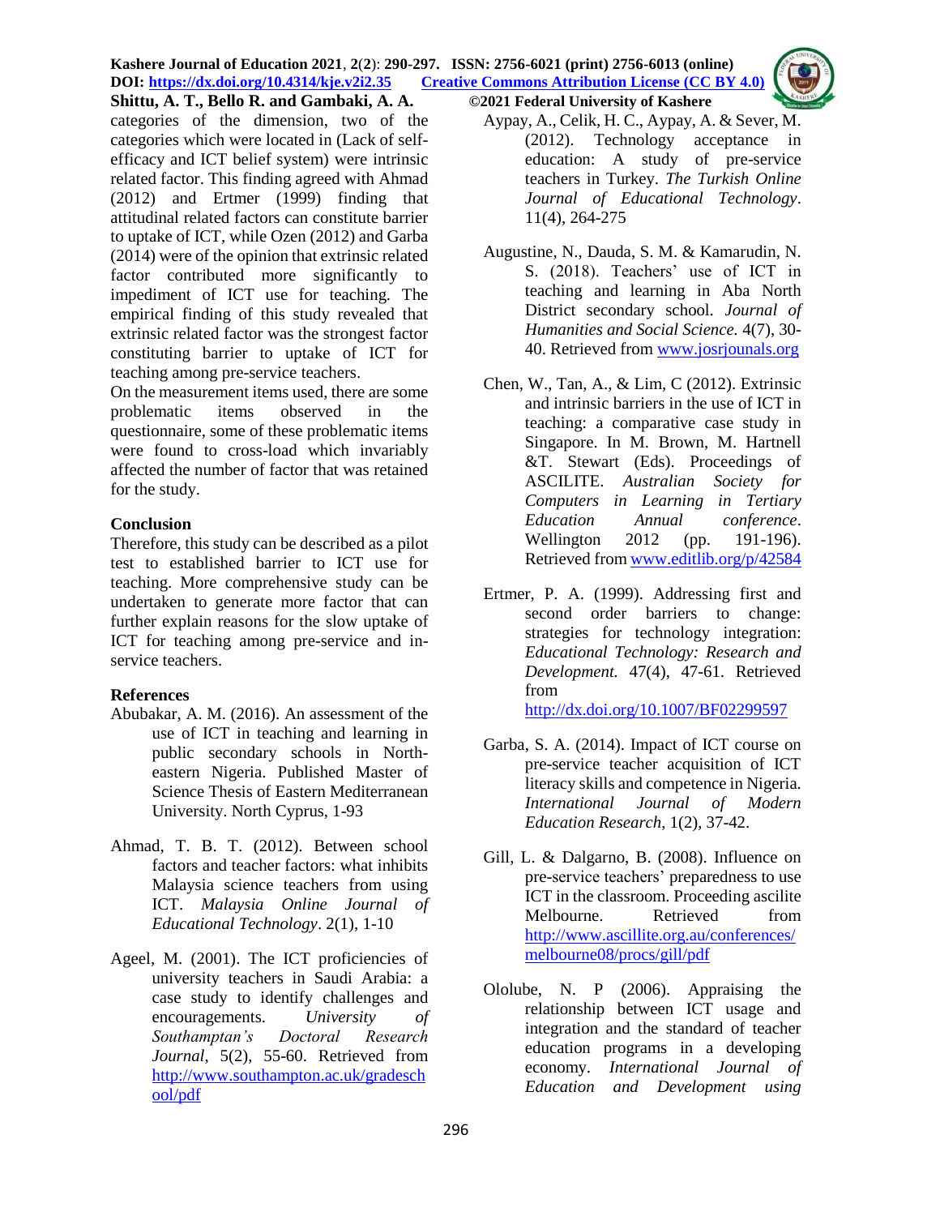categories of the dimension, two of the categories which were located in (Lack of self-efficacy and ICT belief system) were intrinsic related factor. This finding agreed with Ahmad (2012) and Ertmer (1999) finding that attitudinal related factors can constitute barrier to uptake of ICT, while Ozen (2012) and Garba (2014) were of the opinion that extrinsic related factor contributed more significantly to impediment of ICT use for teaching. The empirical finding of this study revealed that extrinsic related factor was the strongest factor constituting barrier to uptake of ICT for teaching among pre-service teachers.

On the measurement items used, there are some problematic items observed in the questionnaire, some of these problematic items were found to cross-load which invariably affected the number of factor that was retained for the study.

## Conclusion

Therefore, this study can be described as a pilot test to established barrier to ICT use for teaching. More comprehensive study can be undertaken to generate more factor that can further explain reasons for the slow uptake of ICT for teaching among pre-service and in-service teachers.

## References

Abubakar, A. M. (2016). An assessment of the use of ICT in teaching and learning in public secondary schools in North-eastern Nigeria. Published Master of Science Thesis of Eastern Mediterranean University. North Cyprus, 1-93

Ahmad, T. B. T. (2012). Between school factors and teacher factors: what inhibits Malaysia science teachers from using ICT. *Malaysia Online Journal of Educational Technology*. 2(1), 1-10

Ageel, M. (2001). The ICT proficiencies of university teachers in Saudi Arabia: a case study to identify challenges and encouragements. *University of Southamptan's Doctoral Research Journal*, 5(2), 55-60. Retrieved from http://www.southampton.ac.uk/gradeschool/pdf

Aypay, A., Celik, H. C., Aypay, A. & Sever, M. (2012). Technology acceptance in education: A study of pre-service teachers in Turkey. *The Turkish Online Journal of Educational Technology*. 11(4), 264-275

Augustine, N., Dauda, S. M. & Kamarudin, N. S. (2018). Teachers' use of ICT in teaching and learning in Aba North District secondary school. *Journal of Humanities and Social Science.* 4(7), 30-40. Retrieved from www.josrjounals.org

Chen, W., Tan, A., & Lim, C (2012). Extrinsic and intrinsic barriers in the use of ICT in teaching: a comparative case study in Singapore. In M. Brown, M. Hartnell &T. Stewart (Eds). Proceedings of ASCILITE. *Australian Society for Computers in Learning in Tertiary Education Annual conference*. Wellington 2012 (pp. 191-196). Retrieved from www.editlib.org/p/42584

Ertmer, P. A. (1999). Addressing first and second order barriers to change: strategies for technology integration: *Educational Technology: Research and Development.* 47(4), 47-61. Retrieved from http://dx.doi.org/10.1007/BF02299597

Garba, S. A. (2014). Impact of ICT course on pre-service teacher acquisition of ICT literacy skills and competence in Nigeria. *International Journal of Modern Education Research*, 1(2), 37-42.

Gill, L. & Dalgarno, B. (2008). Influence on pre-service teachers' preparedness to use ICT in the classroom. Proceeding ascilite Melbourne. Retrieved from http://www.ascillite.org.au/conferences/melbourne08/procs/gill/pdf

Ololube, N. P (2006). Appraising the relationship between ICT usage and integration and the standard of teacher education programs in a developing economy. *International Journal of Education and Development using*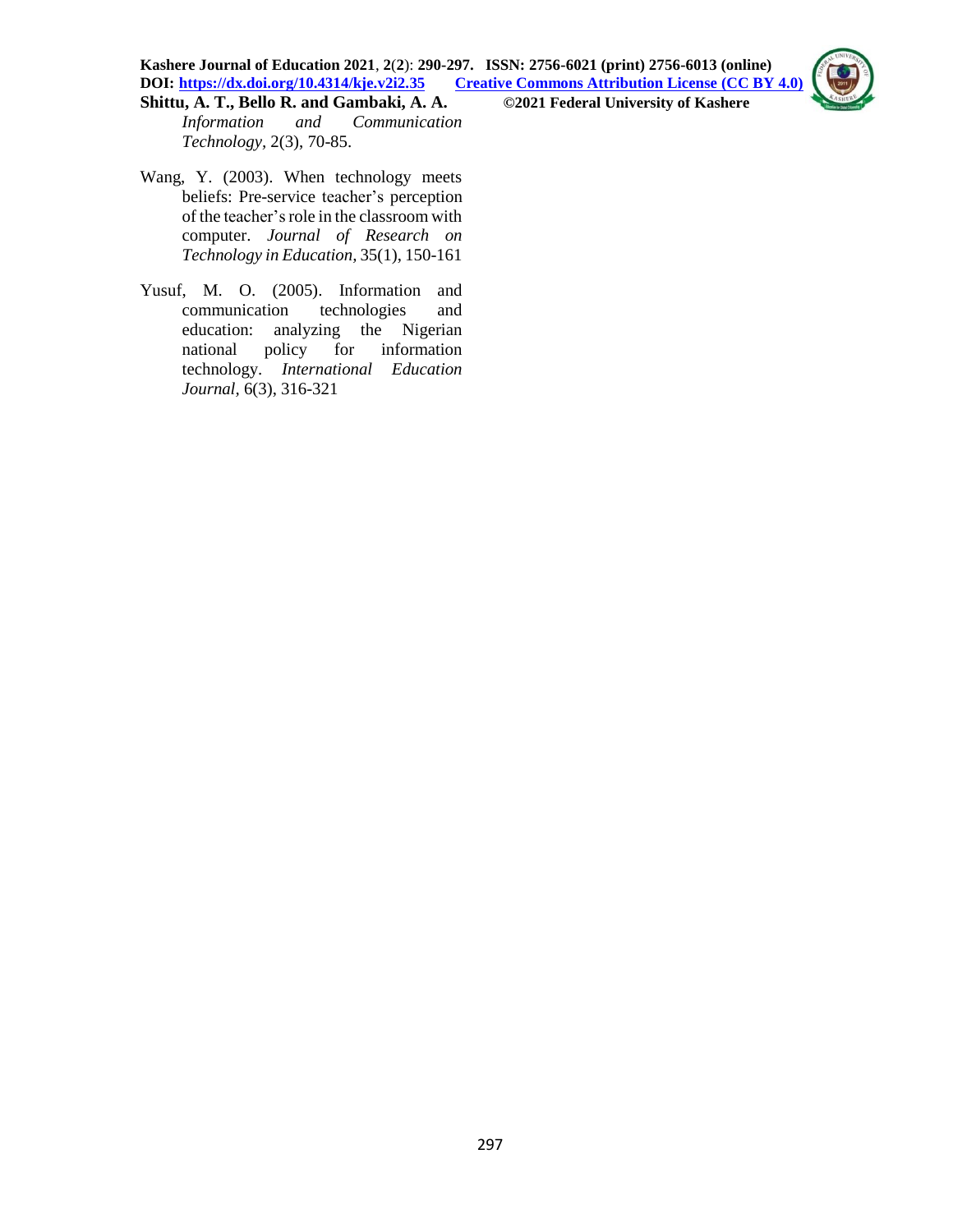*Information and Communication Technology*, 2(3), 70-85.

Wang, Y. (2003). When technology meets beliefs: Pre-service teacher's perception of the teacher's role in the classroom with computer. *Journal of Research on Technology in Education*, 35(1), 150-161

Yusuf, M. O. (2005). Information and communication technologies and education: analyzing the Nigerian national policy for information technology. *International Education Journal*, 6(3), 316-321